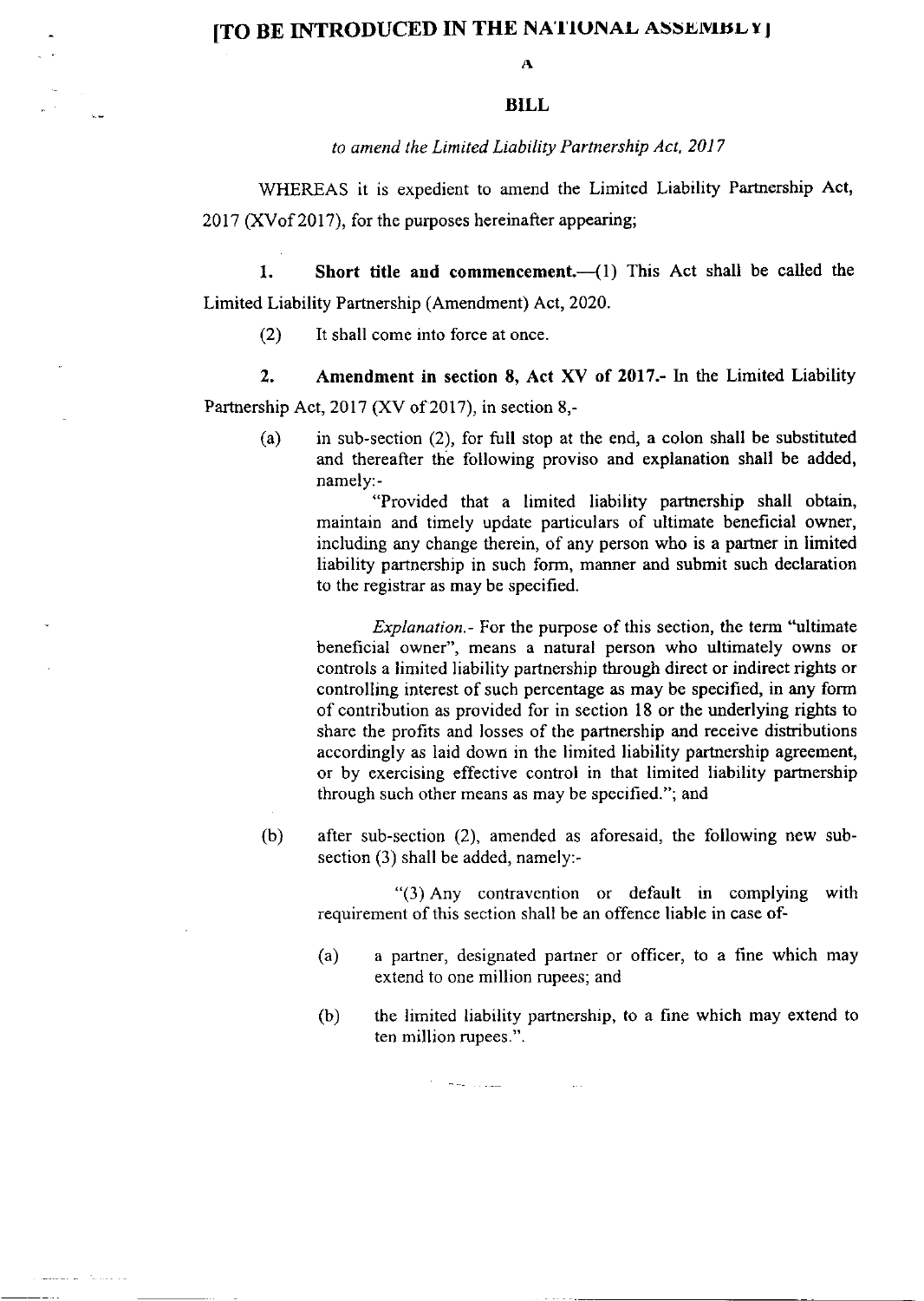**[TO BE INTRODUCED IN THE NATIONAL ASSEMBLY]**

A

# BILL

*to amend the Limited Liability Partnership Act, 2017*

WHEREAS it is expedient to amend the Limited Liability Partnership Act, 2017 (XVof 2017), for the purposes hereinafter appearing;

1. **Short title and commencement.**—(1) This Act shall be called the Limited Liability Partnership (Amendment) Act, 2020.

   (2) It shall come into force at once.

2. **Amendment in section 8, Act XV of 2017.-** In the Limited Liability Partnership Act, 2017 (XV of 2017), in section 8,-

   (a) in sub-section (2), for full stop at the end, a colon shall be substituted and thereafter the following proviso and explanation shall be added, namely:-

   "Provided that a limited liability partnership shall obtain, maintain and timely update particulars of ultimate beneficial owner, including any change therein, of any person who is a partner in limited liability partnership in such form, manner and submit such declaration to the registrar as may be specified.

   *Explanation.-* For the purpose of this section, the term "ultimate beneficial owner", means a natural person who ultimately owns or controls a limited liability partnership through direct or indirect rights or controlling interest of such percentage as may be specified, in any form of contribution as provided for in section 18 or the underlying rights to share the profits and losses of the partnership and receive distributions accordingly as laid down in the limited liability partnership agreement, or by exercising effective control in that limited liability partnership through such other means as may be specified."; and

   (b) after sub-section (2), amended as aforesaid, the following new sub-section (3) shall be added, namely:-

   "(3) Any contravention or default in complying with requirement of this section shall be an offence liable in case of-

   (a) a partner, designated partner or officer, to a fine which may extend to one million rupees; and

   (b) the limited liability partnership, to a fine which may extend to ten million rupees.".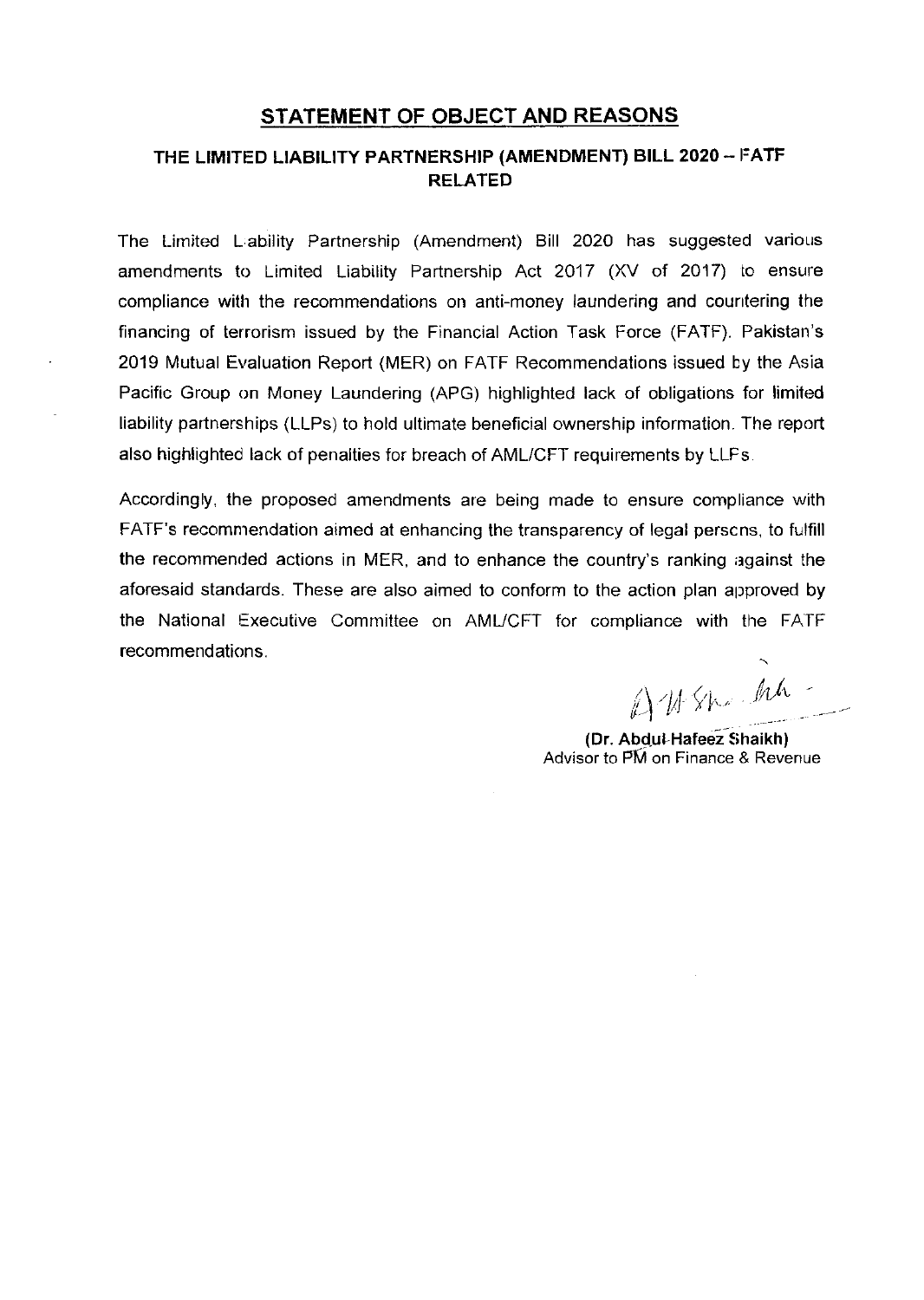## STATEMENT OF OBJECT AND REASONS

### THE LIMITED LIABILITY PARTNERSHIP (AMENDMENT) BILL 2020 – FATF RELATED

The Limited Liability Partnership (Amendment) Bill 2020 has suggested various amendments to Limited Liability Partnership Act 2017 (XV of 2017) to ensure compliance with the recommendations on anti-money laundering and countering the financing of terrorism issued by the Financial Action Task Force (FATF). Pakistan's 2019 Mutual Evaluation Report (MER) on FATF Recommendations issued by the Asia Pacific Group on Money Laundering (APG) highlighted lack of obligations for limited liability partnerships (LLPs) to hold ultimate beneficial ownership information. The report also highlighted lack of penalties for breach of AML/CFT requirements by LLPs.

Accordingly, the proposed amendments are being made to ensure compliance with FATF's recommendation aimed at enhancing the transparency of legal persons, to fulfill the recommended actions in MER, and to enhance the country's ranking against the aforesaid standards. These are also aimed to conform to the action plan approved by the National Executive Committee on AML/CFT for compliance with the FATF recommendations.

**(Dr. Abdul Hafeez Shaikh)**
Advisor to PM on Finance & Revenue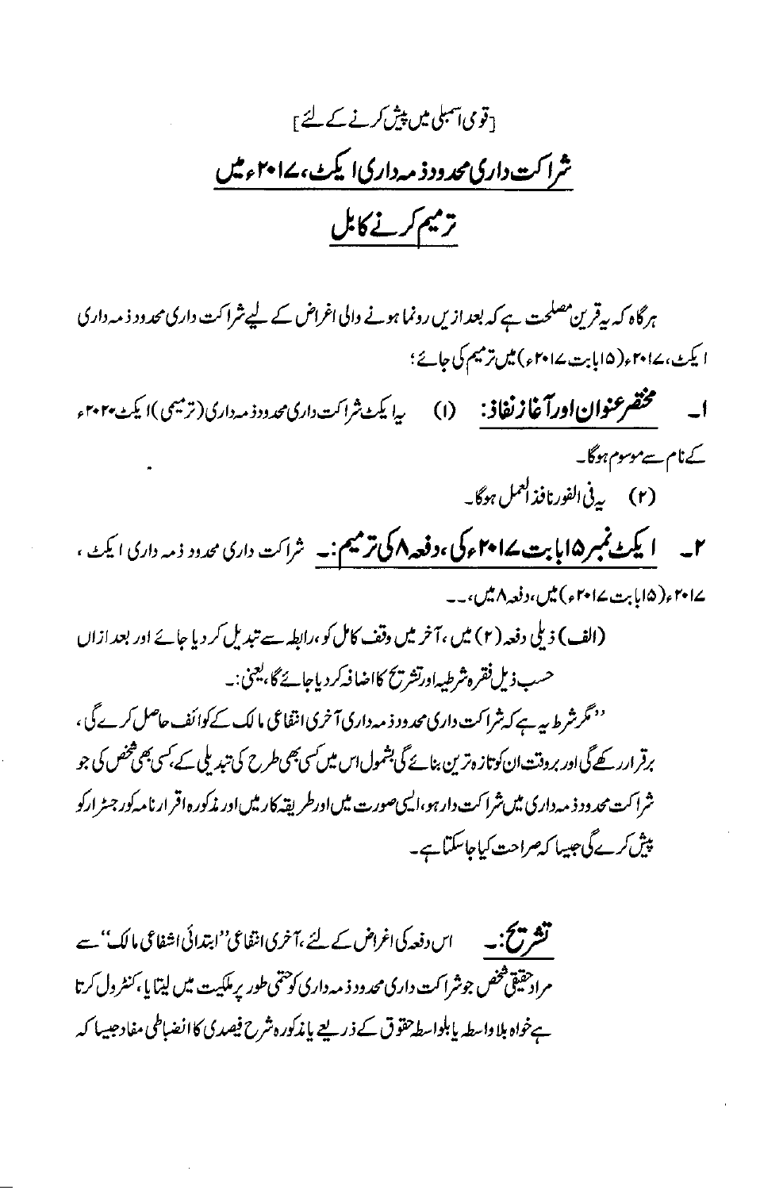[قومی اسمبلی میں پیش کرنے کے لئے]

# شراکت داری محدود ذمہ داری ایکٹ، ۲۰۱۷ء میں ترمیم کرنے کا بل

ہرگاہ کہ یہ قرین مصلحت ہے کہ بعدازیں رونما ہونے والی اغراض کے لیے شراکت داری محدود ذمہ داری ایکٹ، ۲۰۱۷ء (۱۵ بابت ۲۰۱۷ء) میں ترمیم کی جائے؛

۱۔ **مختصر عنوان اور آغاز نفاذ:** (۱) یہ ایکٹ شراکت داری محدود ذمہ داری (ترمیمی) ایکٹ ۲۰۲۰ء کے نام سے موسوم ہوگا۔

(۲) یہ فی الفور نافذ العمل ہوگا۔

۲۔ **ایکٹ نمبر ۱۵ بابت ۲۰۱۷ء کی، دفعہ ۸ کی ترمیم:۔** شراکت داری محدود ذمہ داری ایکٹ، ۲۰۱۷ء (۱۵ بابت ۲۰۱۷ء) میں، دفعہ ۸ میں،۔۔

(الف) ذیلی دفعہ (۲) میں، آخر میں وقف کامل کو، رابطہ سے تبدیل کر دیا جائے اور بعدازاں حسب ذیل فقرہ شرطیہ اور تشریح کا اضافہ کر دیا جائے گا، یعنی:۔

"مگر شرط یہ ہے کہ شراکت داری محدود ذمہ داری آخری انتفاعی مالک کے کوائف حاصل کرے گی، برقرار رکھے گی اور بروقت ان کو تازہ ترین بنائے گی بشمول اس میں کسی بھی طرح کی تبدیلی کے، کسی بھی شخص کی جو شراکت محدود ذمہ داری میں شراکت دار ہو، ایسی صورت میں اور طریقہ کار میں اور مذکورہ اقرار نامہ کو رجسٹرار کو پیش کرے گی جیسا کہ صراحت کیا جاسکتا ہے۔

**تشریح:۔** اس دفعہ کی اغراض کے لئے، آخری انتفاعی "ابتدائی اشفاعی مالک" سے مراد حقیقی شخص جو شراکت داری محدود ذمہ داری کو حتمی طور پر ملکیت میں لیتا یا، کنٹرول کرتا ہے خواہ بلاواسطہ یا بلواسطہ حقوق کے ذریعے یا مذکورہ شرح فیصدی کا انضباطی مفاد جیسا کہ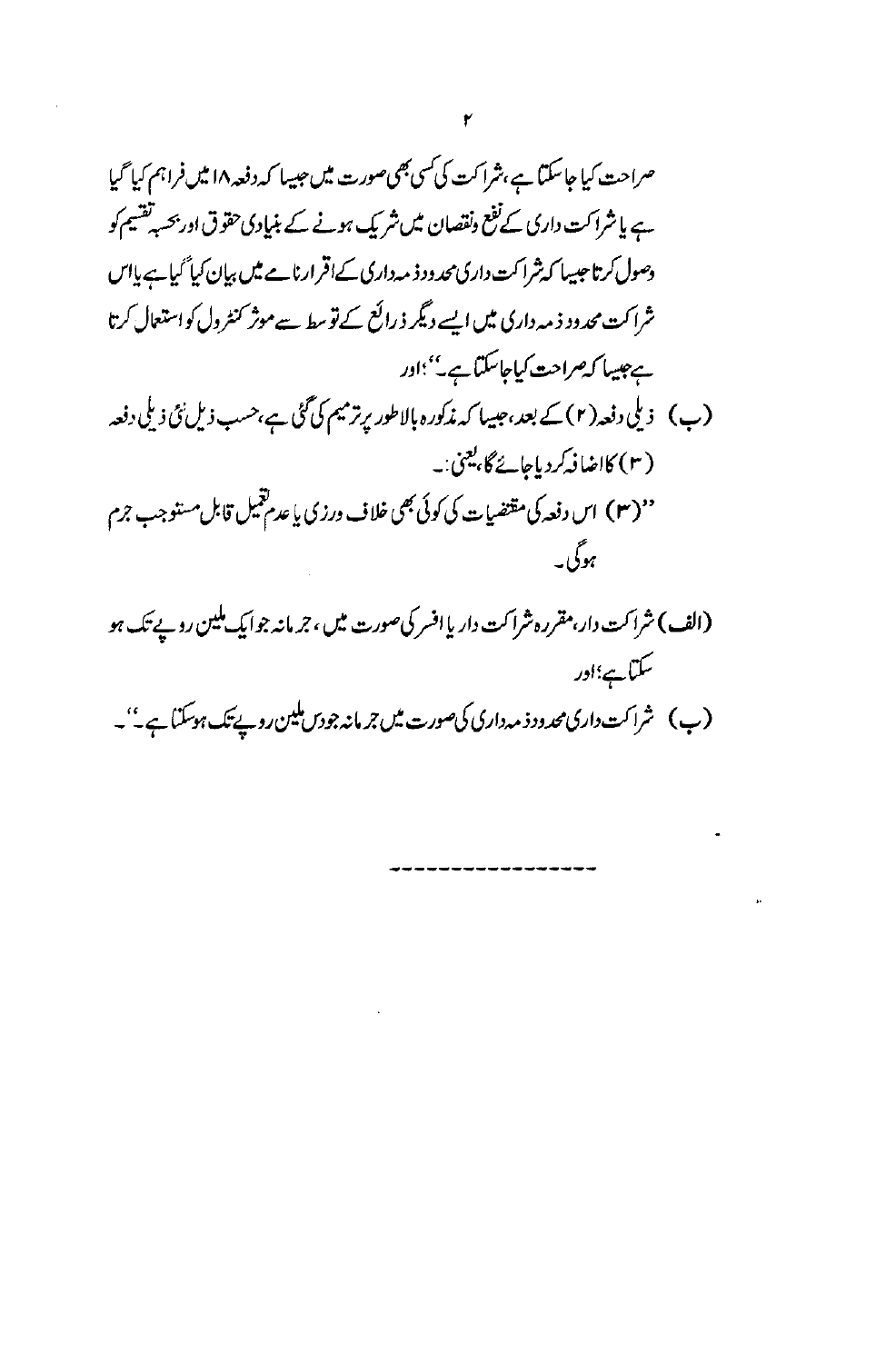صراحت کیا جاسکتا ہے، شراکت کی کسی بھی صورت میں جیسا کہ دفعہ ۱۸ میں فراہم کیا گیا ہے یا شراکت داری کے نفع و نقصان میں شریک ہونے کے بنیادی حقوق اور بحسبہ تقسیم کو وصول کرتا جیسا کہ شراکت داری محدود ذمہ داری کے اقرارنامے میں بیان کیا گیا ہے یا اس شراکت محدود ذمہ داری میں ایسے دیگر ذرائع کے توسط سے موثر کنٹرول کو استعمال کرتا ہے جیسا کہ صراحت کیا جاسکتا ہے۔''؛ اور

(ب) ذیلی دفعہ (۲) کے بعد، جیسا کہ مذکورہ بالا طور پر ترمیم کی گئی ہے، حسب ذیل نئی ذیلی دفعہ (۳) کا اضافہ کر دیا جائے گا، یعنی:۔

''(۳) اس دفعہ کی مقتضیات کی کوئی بھی خلاف ورزی یا عدم تعمیل قابل مستوجب جرم ہوگی۔

(الف) شراکت دار، مقررہ شراکت دار یا افسر کی صورت میں، جرمانہ جو ایک ملین روپے تک ہو سکتا ہے؛ اور

(ب) شراکت داری محدود ذمہ داری کی صورت میں جرمانہ جو دس ملین روپے تک ہو سکتا ہے۔''۔

---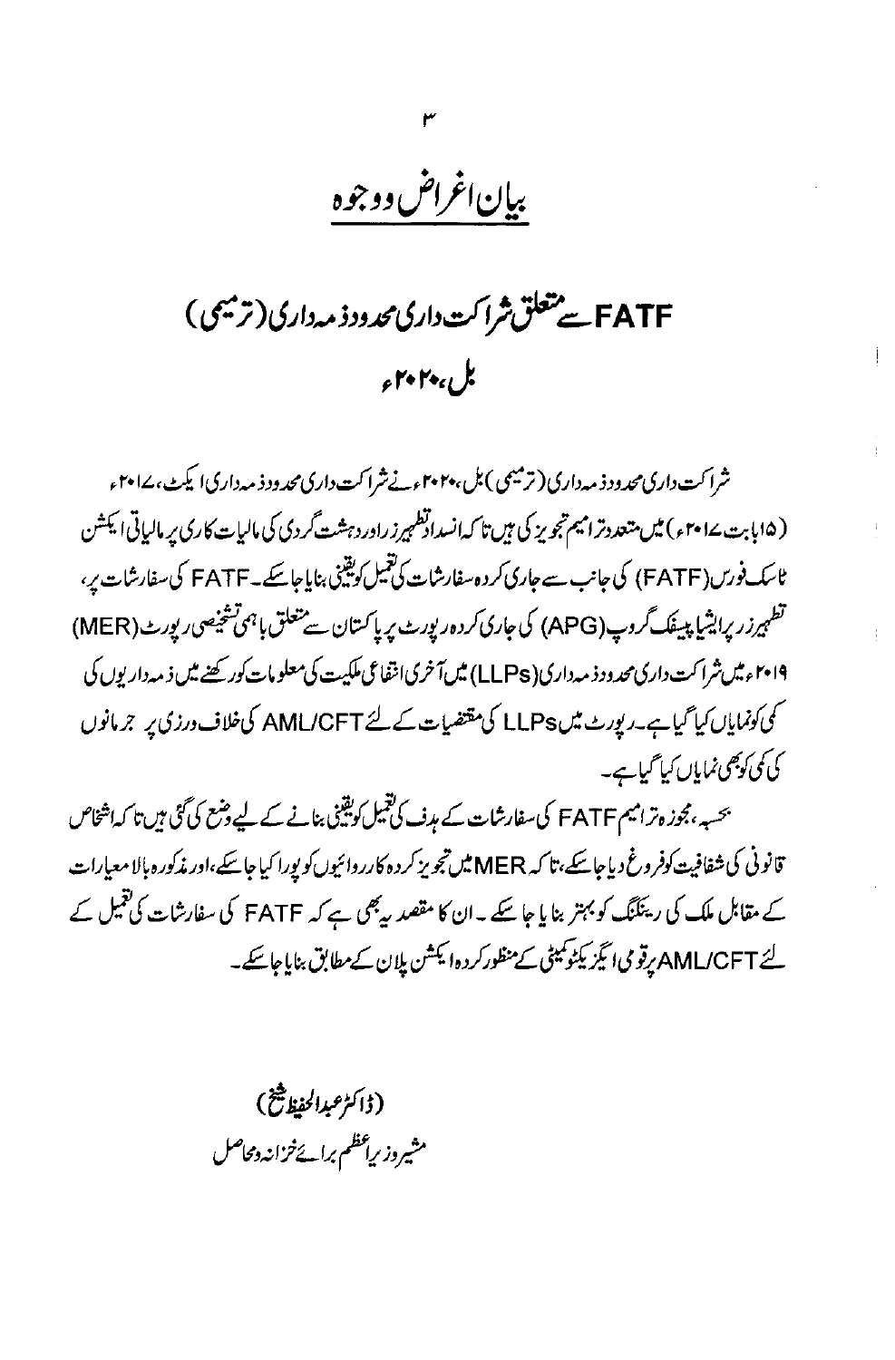# بیان اغراض ووجوہ

## FATF سے متعلق شراکت داری محدود ذمہ داری (ترمیمی) بل، ۲۰۲۰ء

شراکت داری محدود ذمہ داری (ترمیمی) بل، ۲۰۲۰ء نے شراکت داری محدود ذمہ داری ایکٹ، ۲۰۱۷ء (۱۵ بابت ۲۰۱۷ء) میں متعدد ترامیم تجویز کی ہیں تاکہ انسداد تطہیر زر اور دہشت گردی کی مالیات کاری پر مالیاتی ایکشن ٹاسک فورس (FATF) کی جانب سے جاری کردہ سفارشات کی تعمیل کو یقینی بنایا جاسکے۔ FATF کی سفارشات پر، تطہیر زر پر ایشیا پیسفک گروپ (APG) کی جاری کردہ رپورٹ پر پاکستان سے متعلق باہمی تشخیصی رپورٹ (MER) ۲۰۱۹ء میں شراکت داری محدود ذمہ داری (LLPs) میں آخری انتفاعی ملکیت کی معلومات کو رکھنے میں ذمہ داریوں کی کمی کو نمایاں کیا گیا ہے۔ رپورٹ میں LLPs کی مقتضیات کے لئے AML/CFT کی خلاف ورزی پر جرمانوں کی کمی کو بھی نمایاں کیا گیا ہے۔

مجوزہ ترامیم FATF کی سفارشات کے ہدف کی تعمیل کو یقینی بنانے کے لیے وضع کی گئی ہیں تاکہ اشخاص قانونی کی شفافیت کو فروغ دیا جاسکے، تاکہ MER میں تجویز کردہ کارروائیوں کو پورا کیا جاسکے، اور مذکورہ بالا معیارات کے مقابل ملک کی ریٹنگ کو بہتر بنایا جاسکے۔ ان کا مقصد یہ بھی ہے کہ FATF کی سفارشات کی تعمیل کے لئے AML/CFT پر قومی ایگزیکٹو کمیٹی کے منظور کردہ ایکشن پلان کے مطابق بنایا جاسکے۔

(ڈاکٹر عبدالحفیظ شیخ)
مشیر وزیراعظم برائے خزانہ ومحاصل